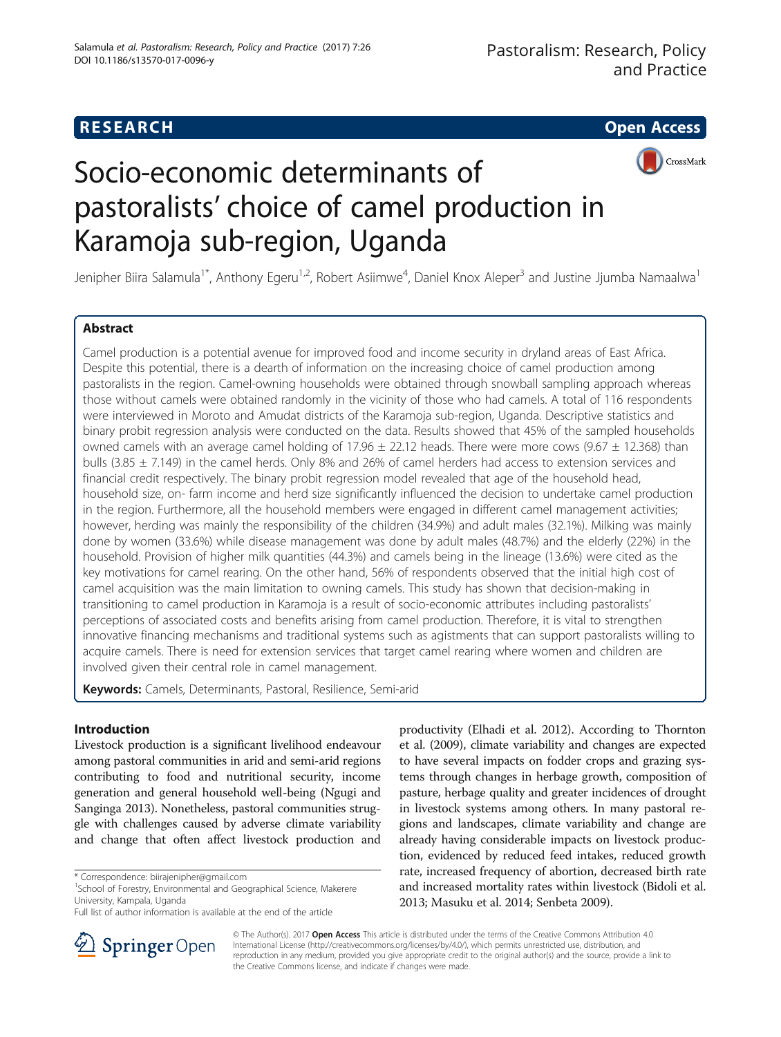RESEARCH Open Access

# Socio-economic determinants of pastoralists' choice of camel production in Karamoja sub-region, Uganda

Jenipher Biira Salamula[1*], Anthony Egeru[1,2], Robert Asiimwe[4], Daniel Knox Aleper[3] and Justine Jjumba Namaalwa[1]

## Abstract

Camel production is a potential avenue for improved food and income security in dryland areas of East Africa. Despite this potential, there is a dearth of information on the increasing choice of camel production among pastoralists in the region. Camel-owning households were obtained through snowball sampling approach whereas those without camels were obtained randomly in the vicinity of those who had camels. A total of 116 respondents were interviewed in Moroto and Amudat districts of the Karamoja sub-region, Uganda. Descriptive statistics and binary probit regression analysis were conducted on the data. Results showed that 45% of the sampled households owned camels with an average camel holding of 17.96 ± 22.12 heads. There were more cows (9.67 ± 12.368) than bulls (3.85 ± 7.149) in the camel herds. Only 8% and 26% of camel herders had access to extension services and financial credit respectively. The binary probit regression model revealed that age of the household head, household size, on- farm income and herd size significantly influenced the decision to undertake camel production in the region. Furthermore, all the household members were engaged in different camel management activities; however, herding was mainly the responsibility of the children (34.9%) and adult males (32.1%). Milking was mainly done by women (33.6%) while disease management was done by adult males (48.7%) and the elderly (22%) in the household. Provision of higher milk quantities (44.3%) and camels being in the lineage (13.6%) were cited as the key motivations for camel rearing. On the other hand, 56% of respondents observed that the initial high cost of camel acquisition was the main limitation to owning camels. This study has shown that decision-making in transitioning to camel production in Karamoja is a result of socio-economic attributes including pastoralists' perceptions of associated costs and benefits arising from camel production. Therefore, it is vital to strengthen innovative financing mechanisms and traditional systems such as agistments that can support pastoralists willing to acquire camels. There is need for extension services that target camel rearing where women and children are involved given their central role in camel management.

**Keywords:** Camels, Determinants, Pastoral, Resilience, Semi-arid

## Introduction

Livestock production is a significant livelihood endeavour among pastoral communities in arid and semi-arid regions contributing to food and nutritional security, income generation and general household well-being (Ngugi and Sanginga 2013). Nonetheless, pastoral communities struggle with challenges caused by adverse climate variability and change that often affect livestock production and productivity (Elhadi et al. 2012). According to Thornton et al. (2009), climate variability and changes are expected to have several impacts on fodder crops and grazing systems through changes in herbage growth, composition of pasture, herbage quality and greater incidences of drought in livestock systems among others. In many pastoral regions and landscapes, climate variability and change are already having considerable impacts on livestock production, evidenced by reduced feed intakes, reduced growth rate, increased frequency of abortion, decreased birth rate and increased mortality rates within livestock (Bidoli et al. 2013; Masuku et al. 2014; Senbeta 2009).

* Correspondence: biirajenipher@gmail.com
[1]School of Forestry, Environmental and Geographical Science, Makerere University, Kampala, Uganda
Full list of author information is available at the end of the article

© The Author(s). 2017 **Open Access** This article is distributed under the terms of the Creative Commons Attribution 4.0 International License (http://creativecommons.org/licenses/by/4.0/), which permits unrestricted use, distribution, and reproduction in any medium, provided you give appropriate credit to the original author(s) and the source, provide a link to the Creative Commons license, and indicate if changes were made.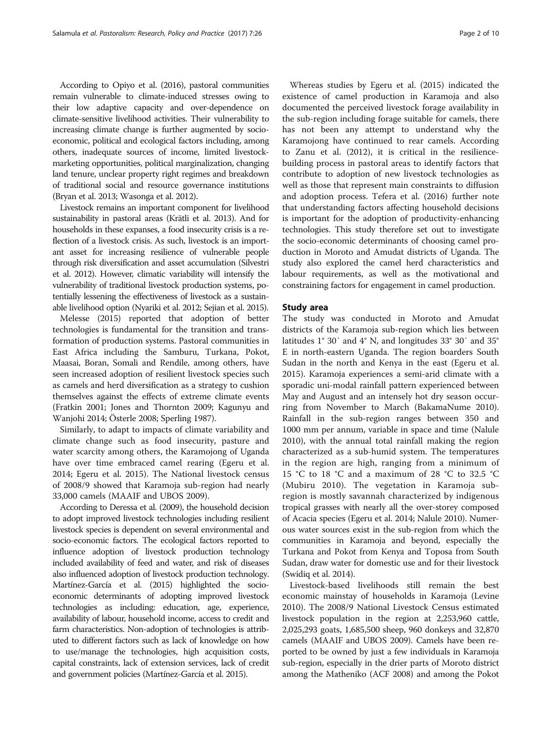According to Opiyo et al. (2016), pastoral communities remain vulnerable to climate-induced stresses owing to their low adaptive capacity and over-dependence on climate-sensitive livelihood activities. Their vulnerability to increasing climate change is further augmented by socio-economic, political and ecological factors including, among others, inadequate sources of income, limited livestock-marketing opportunities, political marginalization, changing land tenure, unclear property right regimes and breakdown of traditional social and resource governance institutions (Bryan et al. 2013; Wasonga et al. 2012).

Livestock remains an important component for livelihood sustainability in pastoral areas (Krätli et al. 2013). And for households in these expanses, a food insecurity crisis is a reflection of a livestock crisis. As such, livestock is an important asset for increasing resilience of vulnerable people through risk diversification and asset accumulation (Silvestri et al. 2012). However, climatic variability will intensify the vulnerability of traditional livestock production systems, potentially lessening the effectiveness of livestock as a sustainable livelihood option (Nyariki et al. 2012; Sejian et al. 2015).

Melesse (2015) reported that adoption of better technologies is fundamental for the transition and transformation of production systems. Pastoral communities in East Africa including the Samburu, Turkana, Pokot, Maasai, Boran, Somali and Rendile, among others, have seen increased adoption of resilient livestock species such as camels and herd diversification as a strategy to cushion themselves against the effects of extreme climate events (Fratkin 2001; Jones and Thornton 2009; Kagunyu and Wanjohi 2014; Österle 2008; Sperling 1987).

Similarly, to adapt to impacts of climate variability and climate change such as food insecurity, pasture and water scarcity among others, the Karamojong of Uganda have over time embraced camel rearing (Egeru et al. 2014; Egeru et al. 2015). The National livestock census of 2008/9 showed that Karamoja sub-region had nearly 33,000 camels (MAAIF and UBOS 2009).

According to Deressa et al. (2009), the household decision to adopt improved livestock technologies including resilient livestock species is dependent on several environmental and socio-economic factors. The ecological factors reported to influence adoption of livestock production technology included availability of feed and water, and risk of diseases also influenced adoption of livestock production technology. Martínez-García et al. (2015) highlighted the socio-economic determinants of adopting improved livestock technologies as including: education, age, experience, availability of labour, household income, access to credit and farm characteristics. Non-adoption of technologies is attributed to different factors such as lack of knowledge on how to use/manage the technologies, high acquisition costs, capital constraints, lack of extension services, lack of credit and government policies (Martínez-García et al. 2015).

Whereas studies by Egeru et al. (2015) indicated the existence of camel production in Karamoja and also documented the perceived livestock forage availability in the sub-region including forage suitable for camels, there has not been any attempt to understand why the Karamojong have continued to rear camels. According to Zanu et al. (2012), it is critical in the resilience-building process in pastoral areas to identify factors that contribute to adoption of new livestock technologies as well as those that represent main constraints to diffusion and adoption process. Tefera et al. (2016) further note that understanding factors affecting household decisions is important for the adoption of productivity-enhancing technologies. This study therefore set out to investigate the socio-economic determinants of choosing camel production in Moroto and Amudat districts of Uganda. The study also explored the camel herd characteristics and labour requirements, as well as the motivational and constraining factors for engagement in camel production.

## Study area

The study was conducted in Moroto and Amudat districts of the Karamoja sub-region which lies between latitudes 1° 30′ and 4° N, and longitudes 33° 30′ and 35° E in north-eastern Uganda. The region boarders South Sudan in the north and Kenya in the east (Egeru et al. 2015). Karamoja experiences a semi-arid climate with a sporadic uni-modal rainfall pattern experienced between May and August and an intensely hot dry season occurring from November to March (BakamaNume 2010). Rainfall in the sub-region ranges between 350 and 1000 mm per annum, variable in space and time (Nalule 2010), with the annual total rainfall making the region characterized as a sub-humid system. The temperatures in the region are high, ranging from a minimum of 15 °C to 18 °C and a maximum of 28 °C to 32.5 °C (Mubiru 2010). The vegetation in Karamoja sub-region is mostly savannah characterized by indigenous tropical grasses with nearly all the over-storey composed of Acacia species (Egeru et al. 2014; Nalule 2010). Numerous water sources exist in the sub-region from which the communities in Karamoja and beyond, especially the Turkana and Pokot from Kenya and Toposa from South Sudan, draw water for domestic use and for their livestock (Swidiq et al. 2014).

Livestock-based livelihoods still remain the best economic mainstay of households in Karamoja (Levine 2010). The 2008/9 National Livestock Census estimated livestock population in the region at 2,253,960 cattle, 2,025,293 goats, 1,685,500 sheep, 960 donkeys and 32,870 camels (MAAIF and UBOS 2009). Camels have been reported to be owned by just a few individuals in Karamoja sub-region, especially in the drier parts of Moroto district among the Matheniko (ACF 2008) and among the Pokot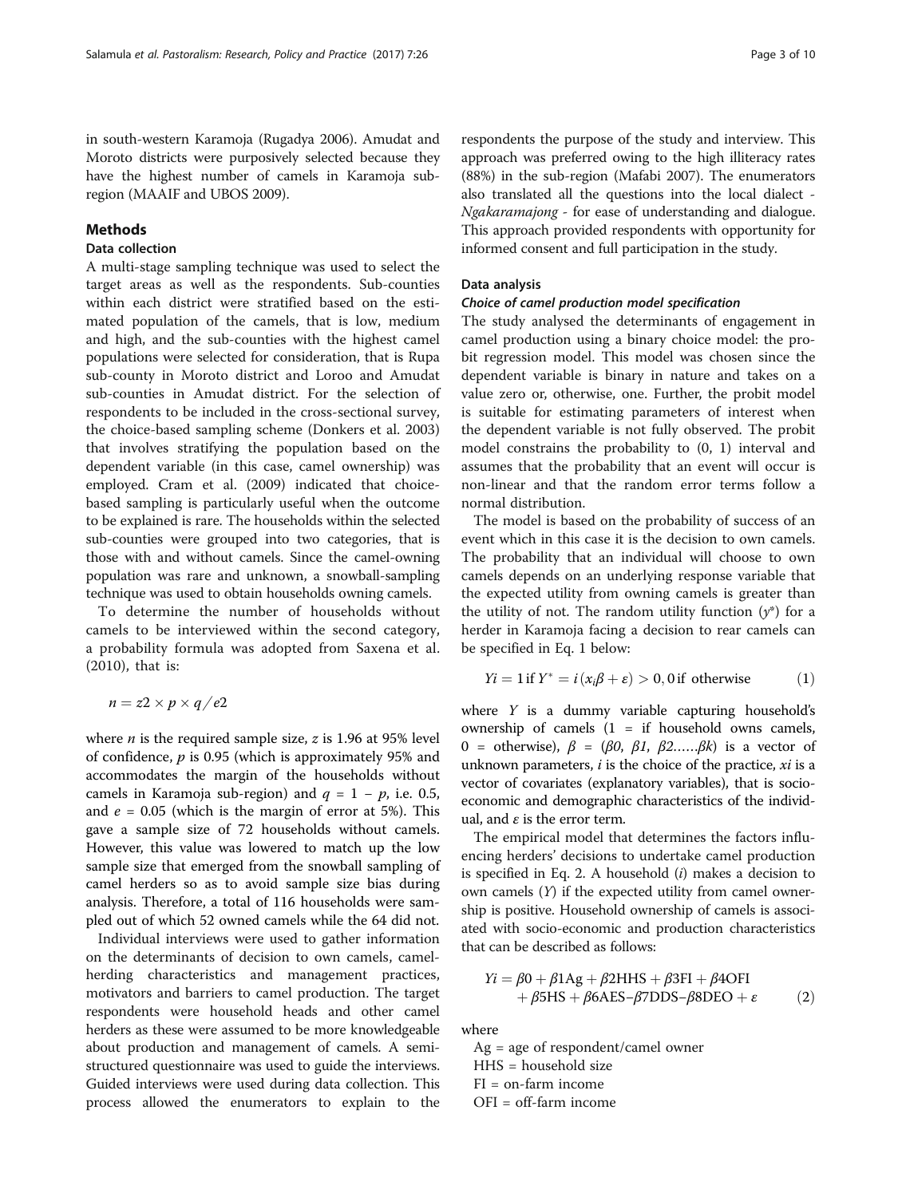in south-western Karamoja (Rugadya 2006). Amudat and Moroto districts were purposively selected because they have the highest number of camels in Karamoja sub-region (MAAIF and UBOS 2009).

## Methods

### Data collection

A multi-stage sampling technique was used to select the target areas as well as the respondents. Sub-counties within each district were stratified based on the estimated population of the camels, that is low, medium and high, and the sub-counties with the highest camel populations were selected for consideration, that is Rupa sub-county in Moroto district and Loroo and Amudat sub-counties in Amudat district. For the selection of respondents to be included in the cross-sectional survey, the choice-based sampling scheme (Donkers et al. 2003) that involves stratifying the population based on the dependent variable (in this case, camel ownership) was employed. Cram et al. (2009) indicated that choice-based sampling is particularly useful when the outcome to be explained is rare. The households within the selected sub-counties were grouped into two categories, that is those with and without camels. Since the camel-owning population was rare and unknown, a snowball-sampling technique was used to obtain households owning camels.

To determine the number of households without camels to be interviewed within the second category, a probability formula was adopted from Saxena et al. (2010), that is:

$$n = z2 \times p \times q / e2$$

where $n$ is the required sample size, $z$ is 1.96 at 95% level of confidence, $p$ is 0.95 (which is approximately 95% and accommodates the margin of the households without camels in Karamoja sub-region) and $q = 1 - p$, i.e. 0.5, and $e = 0.05$ (which is the margin of error at 5%). This gave a sample size of 72 households without camels. However, this value was lowered to match up the low sample size that emerged from the snowball sampling of camel herders so as to avoid sample size bias during analysis. Therefore, a total of 116 households were sampled out of which 52 owned camels while the 64 did not.

Individual interviews were used to gather information on the determinants of decision to own camels, camel-herding characteristics and management practices, motivators and barriers to camel production. The target respondents were household heads and other camel herders as these were assumed to be more knowledgeable about production and management of camels. A semi-structured questionnaire was used to guide the interviews. Guided interviews were used during data collection. This process allowed the enumerators to explain to the respondents the purpose of the study and interview. This approach was preferred owing to the high illiteracy rates (88%) in the sub-region (Mafabi 2007). The enumerators also translated all the questions into the local dialect - *Ngakaramajong* - for ease of understanding and dialogue. This approach provided respondents with opportunity for informed consent and full participation in the study.

### Data analysis

#### *Choice of camel production model specification*

The study analysed the determinants of engagement in camel production using a binary choice model: the probit regression model. This model was chosen since the dependent variable is binary in nature and takes on a value zero or, otherwise, one. Further, the probit model is suitable for estimating parameters of interest when the dependent variable is not fully observed. The probit model constrains the probability to (0, 1) interval and assumes that the probability that an event will occur is non-linear and that the random error terms follow a normal distribution.

The model is based on the probability of success of an event which in this case it is the decision to own camels. The probability that an individual will choose to own camels depends on an underlying response variable that the expected utility from owning camels is greater than the utility of not. The random utility function ($y^*$) for a herder in Karamoja facing a decision to rear camels can be specified in Eq. 1 below:

$$Yi = 1 \text{ if } Y^* = i(x_i\beta + \varepsilon) > 0, 0 \text{ if otherwise} \quad (1)$$

where $Y$ is a dummy variable capturing household's ownership of camels (1 = if household owns camels, 0 = otherwise), $\beta = (\beta 0, \beta 1, \beta 2 \ldots\ldots \beta k)$ is a vector of unknown parameters, $i$ is the choice of the practice, $xi$ is a vector of covariates (explanatory variables), that is socio-economic and demographic characteristics of the individual, and $\varepsilon$ is the error term.

The empirical model that determines the factors influencing herders' decisions to undertake camel production is specified in Eq. 2. A household ($i$) makes a decision to own camels ($Y$) if the expected utility from camel ownership is positive. Household ownership of camels is associated with socio-economic and production characteristics that can be described as follows:

$$Yi = \beta 0 + \beta 1\text{Ag} + \beta 2\text{HHS} + \beta 3\text{FI} + \beta 4\text{OFI} + \beta 5\text{HS} + \beta 6\text{AES} - \beta 7\text{DDS} - \beta 8\text{DEO} + \varepsilon \quad (2)$$

where

Ag = age of respondent/camel owner
HHS = household size
FI = on-farm income
OFI = off-farm income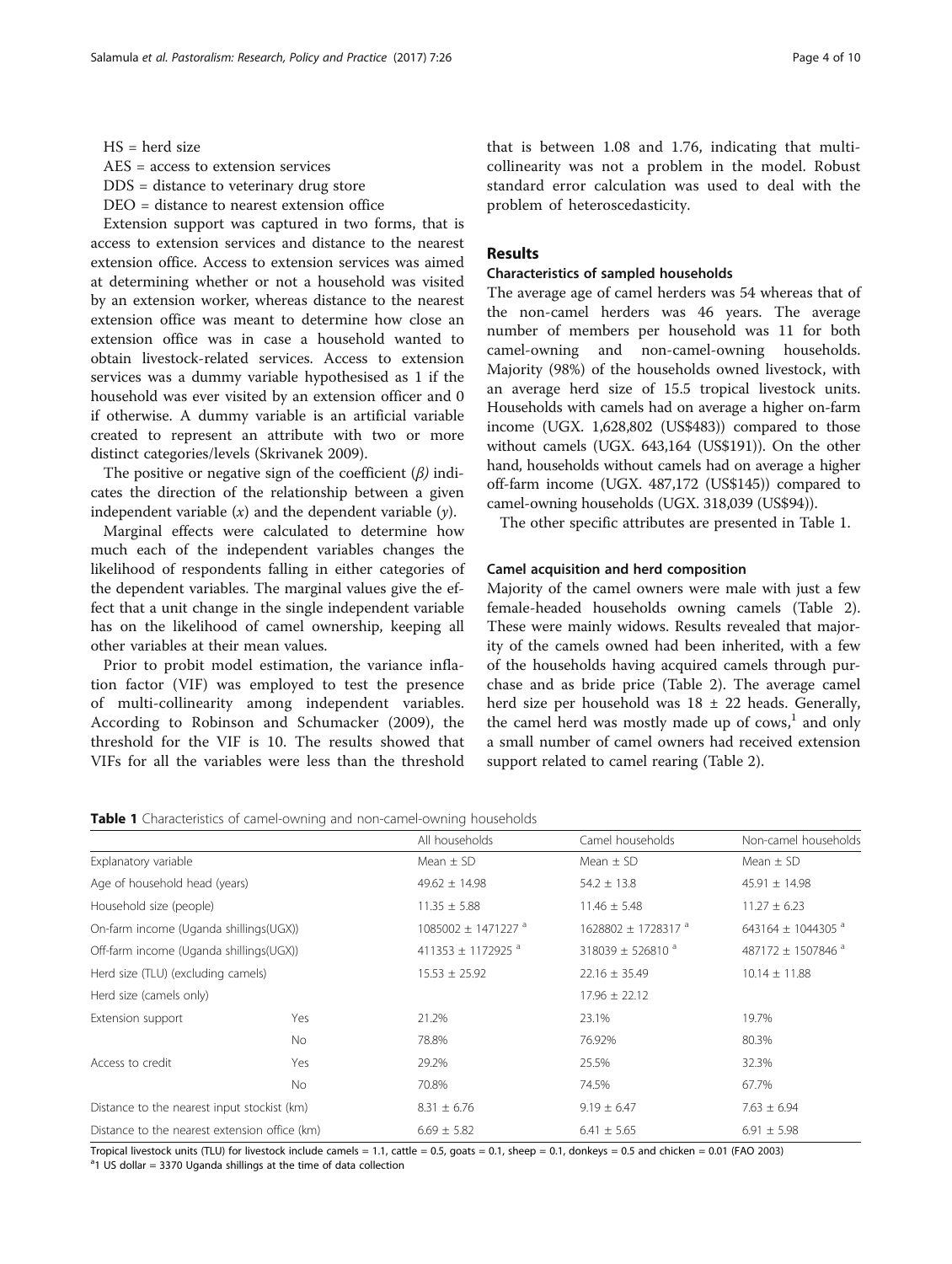HS = herd size

AES = access to extension services

DDS = distance to veterinary drug store

DEO = distance to nearest extension office

Extension support was captured in two forms, that is access to extension services and distance to the nearest extension office. Access to extension services was aimed at determining whether or not a household was visited by an extension worker, whereas distance to the nearest extension office was meant to determine how close an extension office was in case a household wanted to obtain livestock-related services. Access to extension services was a dummy variable hypothesised as 1 if the household was ever visited by an extension officer and 0 if otherwise. A dummy variable is an artificial variable created to represent an attribute with two or more distinct categories/levels (Skrivanek 2009).

The positive or negative sign of the coefficient ($\beta$) indicates the direction of the relationship between a given independent variable ($x$) and the dependent variable ($y$).

Marginal effects were calculated to determine how much each of the independent variables changes the likelihood of respondents falling in either categories of the dependent variables. The marginal values give the effect that a unit change in the single independent variable has on the likelihood of camel ownership, keeping all other variables at their mean values.

Prior to probit model estimation, the variance inflation factor (VIF) was employed to test the presence of multi-collinearity among independent variables. According to Robinson and Schumacker (2009), the threshold for the VIF is 10. The results showed that VIFs for all the variables were less than the threshold that is between 1.08 and 1.76, indicating that multi-collinearity was not a problem in the model. Robust standard error calculation was used to deal with the problem of heteroscedasticity.

## Results

### Characteristics of sampled households

The average age of camel herders was 54 whereas that of the non-camel herders was 46 years. The average number of members per household was 11 for both camel-owning and non-camel-owning households. Majority (98%) of the households owned livestock, with an average herd size of 15.5 tropical livestock units. Households with camels had on average a higher on-farm income (UGX. 1,628,802 (US$483)) compared to those without camels (UGX. 643,164 (US$191)). On the other hand, households without camels had on average a higher off-farm income (UGX. 487,172 (US$145)) compared to camel-owning households (UGX. 318,039 (US$94)).

The other specific attributes are presented in Table 1.

### Camel acquisition and herd composition

Majority of the camel owners were male with just a few female-headed households owning camels (Table 2). These were mainly widows. Results revealed that majority of the camels owned had been inherited, with a few of the households having acquired camels through purchase and as bride price (Table 2). The average camel herd size per household was 18 ± 22 heads. Generally, the camel herd was mostly made up of cows,[1] and only a small number of camel owners had received extension support related to camel rearing (Table 2).

**Table 1** Characteristics of camel-owning and non-camel-owning households

| | | All households | Camel households | Non-camel households |
|---|---|---|---|---|
| Explanatory variable | | Mean ± SD | Mean ± SD | Mean ± SD |
| Age of household head (years) | | 49.62 ± 14.98 | 54.2 ± 13.8 | 45.91 ± 14.98 |
| Household size (people) | | 11.35 ± 5.88 | 11.46 ± 5.48 | 11.27 ± 6.23 |
| On-farm income (Uganda shillings(UGX)) | | 1085002 ± 1471227 [a] | 1628802 ± 1728317 [a] | 643164 ± 1044305 [a] |
| Off-farm income (Uganda shillings(UGX)) | | 411353 ± 1172925 [a] | 318039 ± 526810 [a] | 487172 ± 1507846 [a] |
| Herd size (TLU) (excluding camels) | | 15.53 ± 25.92 | 22.16 ± 35.49 | 10.14 ± 11.88 |
| Herd size (camels only) | | | 17.96 ± 22.12 | |
| Extension support | Yes | 21.2% | 23.1% | 19.7% |
| | No | 78.8% | 76.92% | 80.3% |
| Access to credit | Yes | 29.2% | 25.5% | 32.3% |
| | No | 70.8% | 74.5% | 67.7% |
| Distance to the nearest input stockist (km) | | 8.31 ± 6.76 | 9.19 ± 6.47 | 7.63 ± 6.94 |
| Distance to the nearest extension office (km) | | 6.69 ± 5.82 | 6.41 ± 5.65 | 6.91 ± 5.98 |

Tropical livestock units (TLU) for livestock include camels = 1.1, cattle = 0.5, goats = 0.1, sheep = 0.1, donkeys = 0.5 and chicken = 0.01 (FAO 2003)

[a]1 US dollar = 3370 Uganda shillings at the time of data collection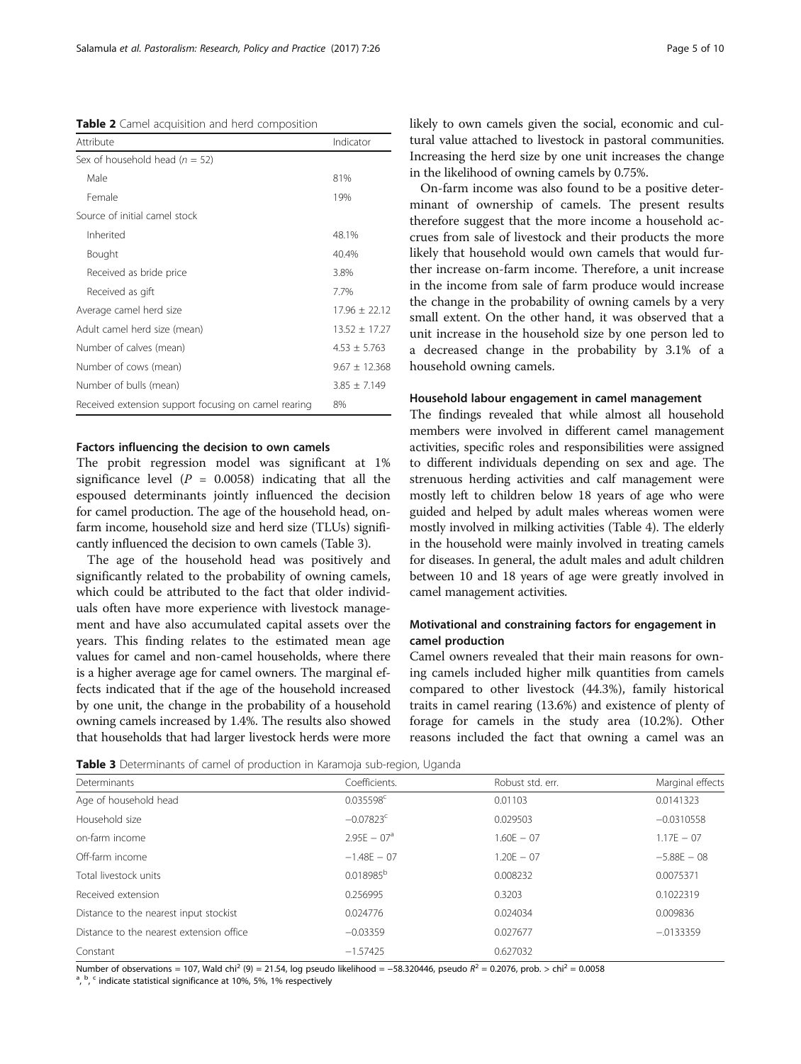**Table 2** Camel acquisition and herd composition

| Attribute | Indicator |
|---|---|
| Sex of household head ($n$ = 52) | |
| Male | 81% |
| Female | 19% |
| Source of initial camel stock | |
| Inherited | 48.1% |
| Bought | 40.4% |
| Received as bride price | 3.8% |
| Received as gift | 7.7% |
| Average camel herd size | 17.96 ± 22.12 |
| Adult camel herd size (mean) | 13.52 ± 17.27 |
| Number of calves (mean) | 4.53 ± 5.763 |
| Number of cows (mean) | 9.67 ± 12.368 |
| Number of bulls (mean) | 3.85 ± 7.149 |
| Received extension support focusing on camel rearing | 8% |

### Factors influencing the decision to own camels

The probit regression model was significant at 1% significance level ($P$ = 0.0058) indicating that all the espoused determinants jointly influenced the decision for camel production. The age of the household head, on-farm income, household size and herd size (TLUs) significantly influenced the decision to own camels (Table 3).

The age of the household head was positively and significantly related to the probability of owning camels, which could be attributed to the fact that older individuals often have more experience with livestock management and have also accumulated capital assets over the years. This finding relates to the estimated mean age values for camel and non-camel households, where there is a higher average age for camel owners. The marginal effects indicated that if the age of the household increased by one unit, the change in the probability of a household owning camels increased by 1.4%. The results also showed that households that had larger livestock herds were more likely to own camels given the social, economic and cultural value attached to livestock in pastoral communities. Increasing the herd size by one unit increases the change in the likelihood of owning camels by 0.75%.

On-farm income was also found to be a positive determinant of ownership of camels. The present results therefore suggest that the more income a household accrues from sale of livestock and their products the more likely that household would own camels that would further increase on-farm income. Therefore, a unit increase in the income from sale of farm produce would increase the change in the probability of owning camels by a very small extent. On the other hand, it was observed that a unit increase in the household size by one person led to a decreased change in the probability by 3.1% of a household owning camels.

### Household labour engagement in camel management

The findings revealed that while almost all household members were involved in different camel management activities, specific roles and responsibilities were assigned to different individuals depending on sex and age. The strenuous herding activities and calf management were mostly left to children below 18 years of age who were guided and helped by adult males whereas women were mostly involved in milking activities (Table 4). The elderly in the household were mainly involved in treating camels for diseases. In general, the adult males and adult children between 10 and 18 years of age were greatly involved in camel management activities.

### Motivational and constraining factors for engagement in camel production

Camel owners revealed that their main reasons for owning camels included higher milk quantities from camels compared to other livestock (44.3%), family historical traits in camel rearing (13.6%) and existence of plenty of forage for camels in the study area (10.2%). Other reasons included the fact that owning a camel was an

**Table 3** Determinants of camel of production in Karamoja sub-region, Uganda

| Determinants | Coefficients. | Robust std. err. | Marginal effects |
|---|---|---|---|
| Age of household head | 0.035598[c] | 0.01103 | 0.0141323 |
| Household size | −0.07823[c] | 0.029503 | −0.0310558 |
| on-farm income | 2.95E − 07[a] | 1.60E − 07 | 1.17E − 07 |
| Off-farm income | −1.48E − 07 | 1.20E − 07 | −5.88E − 08 |
| Total livestock units | 0.018985[b] | 0.008232 | 0.0075371 |
| Received extension | 0.256995 | 0.3203 | 0.1022319 |
| Distance to the nearest input stockist | 0.024776 | 0.024034 | 0.009836 |
| Distance to the nearest extension office | −0.03359 | 0.027677 | −.0133359 |
| Constant | −1.57425 | 0.627032 | |

Number of observations = 107, Wald chi$^2$ (9) = 21.54, log pseudo likelihood = −58.320446, pseudo $R^2$ = 0.2076, prob. > chi$^2$ = 0.0058

[a], [b], [c] indicate statistical significance at 10%, 5%, 1% respectively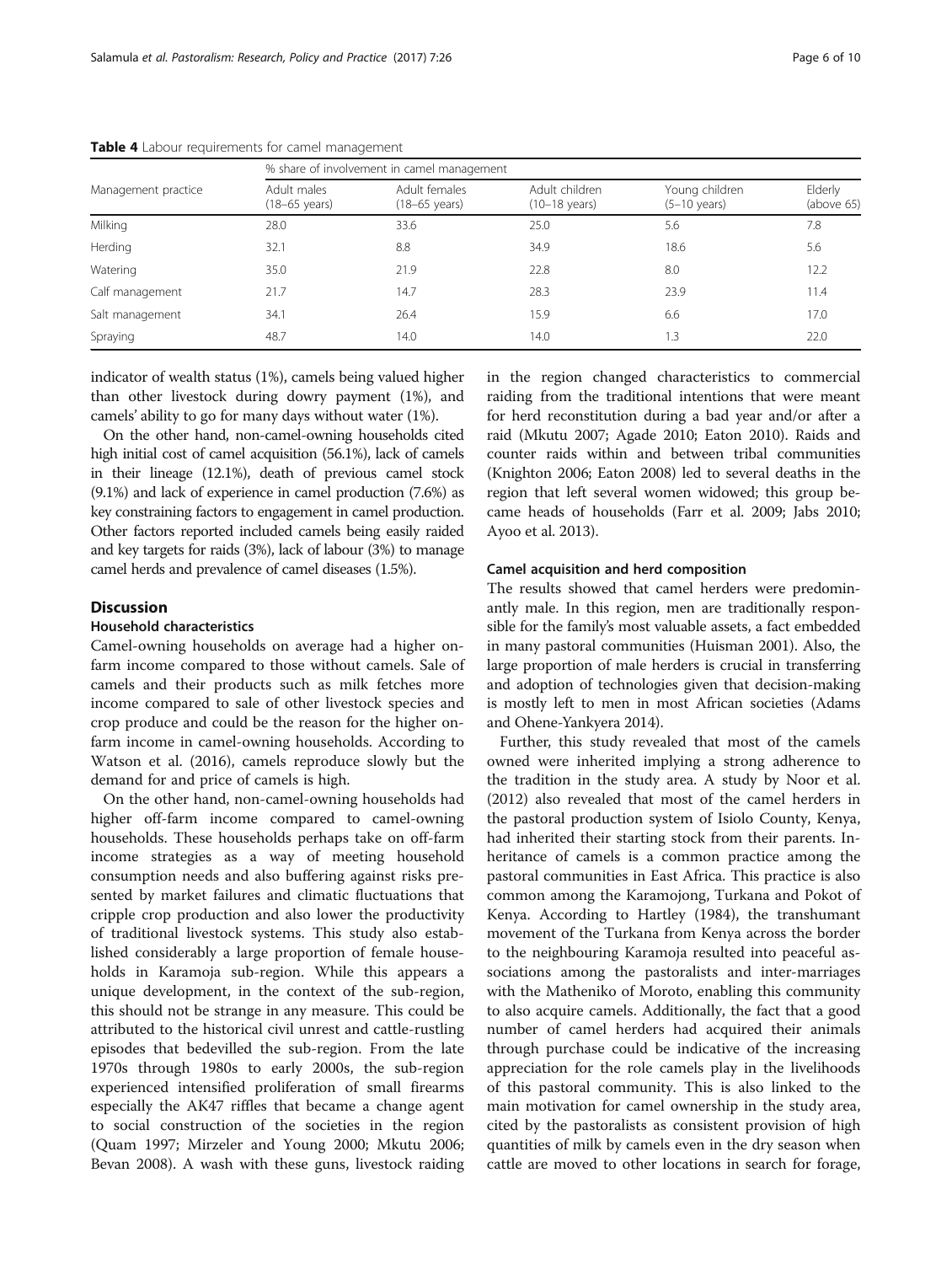**Table 4** Labour requirements for camel management

| Management practice | % share of involvement in camel management | | | | |
|---|---|---|---|---|---|
| | Adult males (18–65 years) | Adult females (18–65 years) | Adult children (10–18 years) | Young children (5–10 years) | Elderly (above 65) |
| Milking | 28.0 | 33.6 | 25.0 | 5.6 | 7.8 |
| Herding | 32.1 | 8.8 | 34.9 | 18.6 | 5.6 |
| Watering | 35.0 | 21.9 | 22.8 | 8.0 | 12.2 |
| Calf management | 21.7 | 14.7 | 28.3 | 23.9 | 11.4 |
| Salt management | 34.1 | 26.4 | 15.9 | 6.6 | 17.0 |
| Spraying | 48.7 | 14.0 | 14.0 | 1.3 | 22.0 |

indicator of wealth status (1%), camels being valued higher than other livestock during dowry payment (1%), and camels' ability to go for many days without water (1%).

On the other hand, non-camel-owning households cited high initial cost of camel acquisition (56.1%), lack of camels in their lineage (12.1%), death of previous camel stock (9.1%) and lack of experience in camel production (7.6%) as key constraining factors to engagement in camel production. Other factors reported included camels being easily raided and key targets for raids (3%), lack of labour (3%) to manage camel herds and prevalence of camel diseases (1.5%).

## Discussion

### Household characteristics

Camel-owning households on average had a higher on-farm income compared to those without camels. Sale of camels and their products such as milk fetches more income compared to sale of other livestock species and crop produce and could be the reason for the higher on-farm income in camel-owning households. According to Watson et al. (2016), camels reproduce slowly but the demand for and price of camels is high.

On the other hand, non-camel-owning households had higher off-farm income compared to camel-owning households. These households perhaps take on off-farm income strategies as a way of meeting household consumption needs and also buffering against risks presented by market failures and climatic fluctuations that cripple crop production and also lower the productivity of traditional livestock systems. This study also established considerably a large proportion of female households in Karamoja sub-region. While this appears a unique development, in the context of the sub-region, this should not be strange in any measure. This could be attributed to the historical civil unrest and cattle-rustling episodes that bedevilled the sub-region. From the late 1970s through 1980s to early 2000s, the sub-region experienced intensified proliferation of small firearms especially the AK47 riffles that became a change agent to social construction of the societies in the region (Quam 1997; Mirzeler and Young 2000; Mkutu 2006; Bevan 2008). A wash with these guns, livestock raiding in the region changed characteristics to commercial raiding from the traditional intentions that were meant for herd reconstitution during a bad year and/or after a raid (Mkutu 2007; Agade 2010; Eaton 2010). Raids and counter raids within and between tribal communities (Knighton 2006; Eaton 2008) led to several deaths in the region that left several women widowed; this group became heads of households (Farr et al. 2009; Jabs 2010; Ayoo et al. 2013).

### Camel acquisition and herd composition

The results showed that camel herders were predominantly male. In this region, men are traditionally responsible for the family's most valuable assets, a fact embedded in many pastoral communities (Huisman 2001). Also, the large proportion of male herders is crucial in transferring and adoption of technologies given that decision-making is mostly left to men in most African societies (Adams and Ohene-Yankyera 2014).

Further, this study revealed that most of the camels owned were inherited implying a strong adherence to the tradition in the study area. A study by Noor et al. (2012) also revealed that most of the camel herders in the pastoral production system of Isiolo County, Kenya, had inherited their starting stock from their parents. Inheritance of camels is a common practice among the pastoral communities in East Africa. This practice is also common among the Karamojong, Turkana and Pokot of Kenya. According to Hartley (1984), the transhumant movement of the Turkana from Kenya across the border to the neighbouring Karamoja resulted into peaceful associations among the pastoralists and inter-marriages with the Matheniko of Moroto, enabling this community to also acquire camels. Additionally, the fact that a good number of camel herders had acquired their animals through purchase could be indicative of the increasing appreciation for the role camels play in the livelihoods of this pastoral community. This is also linked to the main motivation for camel ownership in the study area, cited by the pastoralists as consistent provision of high quantities of milk by camels even in the dry season when cattle are moved to other locations in search for forage,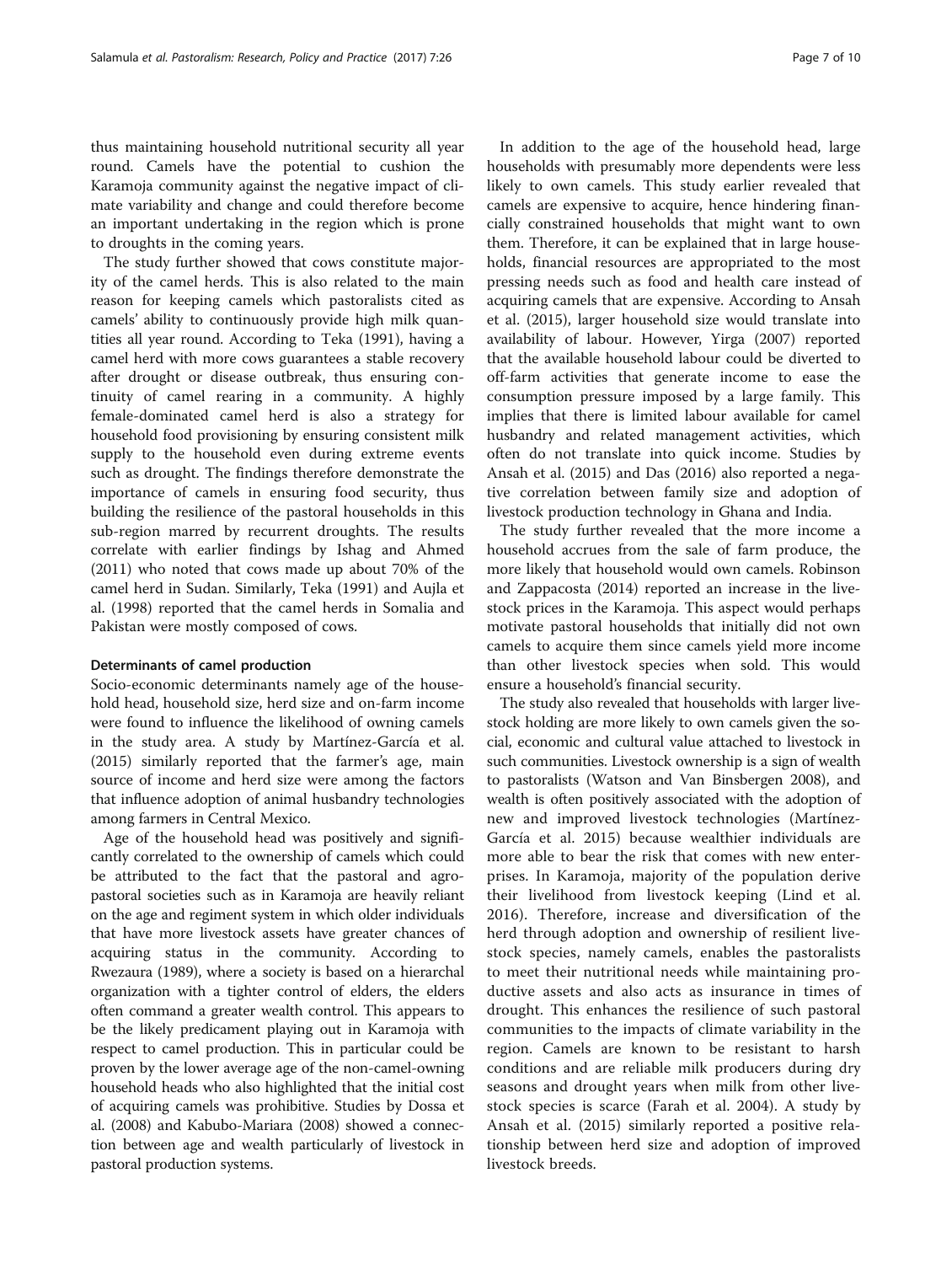thus maintaining household nutritional security all year round. Camels have the potential to cushion the Karamoja community against the negative impact of climate variability and change and could therefore become an important undertaking in the region which is prone to droughts in the coming years.

The study further showed that cows constitute majority of the camel herds. This is also related to the main reason for keeping camels which pastoralists cited as camels' ability to continuously provide high milk quantities all year round. According to Teka (1991), having a camel herd with more cows guarantees a stable recovery after drought or disease outbreak, thus ensuring continuity of camel rearing in a community. A highly female-dominated camel herd is also a strategy for household food provisioning by ensuring consistent milk supply to the household even during extreme events such as drought. The findings therefore demonstrate the importance of camels in ensuring food security, thus building the resilience of the pastoral households in this sub-region marred by recurrent droughts. The results correlate with earlier findings by Ishag and Ahmed (2011) who noted that cows made up about 70% of the camel herd in Sudan. Similarly, Teka (1991) and Aujla et al. (1998) reported that the camel herds in Somalia and Pakistan were mostly composed of cows.

#### Determinants of camel production

Socio-economic determinants namely age of the household head, household size, herd size and on-farm income were found to influence the likelihood of owning camels in the study area. A study by Martínez-García et al. (2015) similarly reported that the farmer's age, main source of income and herd size were among the factors that influence adoption of animal husbandry technologies among farmers in Central Mexico.

Age of the household head was positively and significantly correlated to the ownership of camels which could be attributed to the fact that the pastoral and agro-pastoral societies such as in Karamoja are heavily reliant on the age and regiment system in which older individuals that have more livestock assets have greater chances of acquiring status in the community. According to Rwezaura (1989), where a society is based on a hierarchal organization with a tighter control of elders, the elders often command a greater wealth control. This appears to be the likely predicament playing out in Karamoja with respect to camel production. This in particular could be proven by the lower average age of the non-camel-owning household heads who also highlighted that the initial cost of acquiring camels was prohibitive. Studies by Dossa et al. (2008) and Kabubo-Mariara (2008) showed a connection between age and wealth particularly of livestock in pastoral production systems.

In addition to the age of the household head, large households with presumably more dependents were less likely to own camels. This study earlier revealed that camels are expensive to acquire, hence hindering financially constrained households that might want to own them. Therefore, it can be explained that in large households, financial resources are appropriated to the most pressing needs such as food and health care instead of acquiring camels that are expensive. According to Ansah et al. (2015), larger household size would translate into availability of labour. However, Yirga (2007) reported that the available household labour could be diverted to off-farm activities that generate income to ease the consumption pressure imposed by a large family. This implies that there is limited labour available for camel husbandry and related management activities, which often do not translate into quick income. Studies by Ansah et al. (2015) and Das (2016) also reported a negative correlation between family size and adoption of livestock production technology in Ghana and India.

The study further revealed that the more income a household accrues from the sale of farm produce, the more likely that household would own camels. Robinson and Zappacosta (2014) reported an increase in the livestock prices in the Karamoja. This aspect would perhaps motivate pastoral households that initially did not own camels to acquire them since camels yield more income than other livestock species when sold. This would ensure a household's financial security.

The study also revealed that households with larger livestock holding are more likely to own camels given the social, economic and cultural value attached to livestock in such communities. Livestock ownership is a sign of wealth to pastoralists (Watson and Van Binsbergen 2008), and wealth is often positively associated with the adoption of new and improved livestock technologies (Martínez-García et al. 2015) because wealthier individuals are more able to bear the risk that comes with new enterprises. In Karamoja, majority of the population derive their livelihood from livestock keeping (Lind et al. 2016). Therefore, increase and diversification of the herd through adoption and ownership of resilient livestock species, namely camels, enables the pastoralists to meet their nutritional needs while maintaining productive assets and also acts as insurance in times of drought. This enhances the resilience of such pastoral communities to the impacts of climate variability in the region. Camels are known to be resistant to harsh conditions and are reliable milk producers during dry seasons and drought years when milk from other livestock species is scarce (Farah et al. 2004). A study by Ansah et al. (2015) similarly reported a positive relationship between herd size and adoption of improved livestock breeds.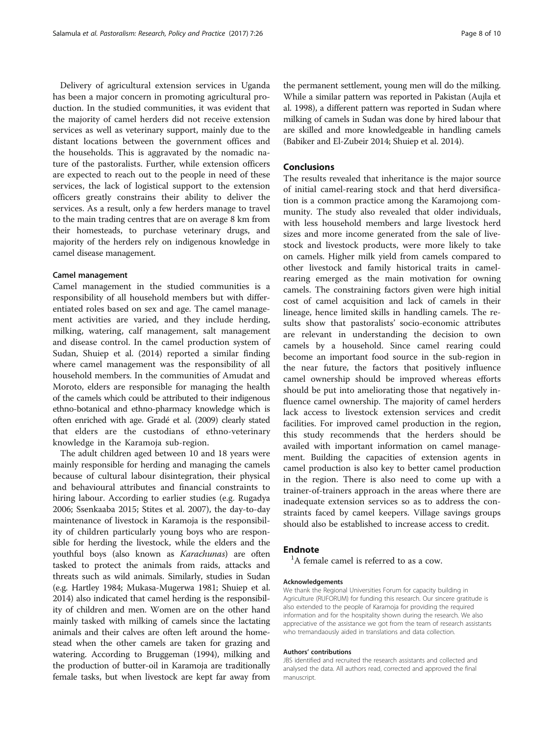Delivery of agricultural extension services in Uganda has been a major concern in promoting agricultural production. In the studied communities, it was evident that the majority of camel herders did not receive extension services as well as veterinary support, mainly due to the distant locations between the government offices and the households. This is aggravated by the nomadic nature of the pastoralists. Further, while extension officers are expected to reach out to the people in need of these services, the lack of logistical support to the extension officers greatly constrains their ability to deliver the services. As a result, only a few herders manage to travel to the main trading centres that are on average 8 km from their homesteads, to purchase veterinary drugs, and majority of the herders rely on indigenous knowledge in camel disease management.

### Camel management

Camel management in the studied communities is a responsibility of all household members but with differentiated roles based on sex and age. The camel management activities are varied, and they include herding, milking, watering, calf management, salt management and disease control. In the camel production system of Sudan, Shuiep et al. (2014) reported a similar finding where camel management was the responsibility of all household members. In the communities of Amudat and Moroto, elders are responsible for managing the health of the camels which could be attributed to their indigenous ethno-botanical and ethno-pharmacy knowledge which is often enriched with age. Gradé et al. (2009) clearly stated that elders are the custodians of ethno-veterinary knowledge in the Karamoja sub-region.

The adult children aged between 10 and 18 years were mainly responsible for herding and managing the camels because of cultural labour disintegration, their physical and behavioural attributes and financial constraints to hiring labour. According to earlier studies (e.g. Rugadya 2006; Ssenkaaba 2015; Stites et al. 2007), the day-to-day maintenance of livestock in Karamoja is the responsibility of children particularly young boys who are responsible for herding the livestock, while the elders and the youthful boys (also known as *Karachunas*) are often tasked to protect the animals from raids, attacks and threats such as wild animals. Similarly, studies in Sudan (e.g. Hartley 1984; Mukasa-Mugerwa 1981; Shuiep et al. 2014) also indicated that camel herding is the responsibility of children and men. Women are on the other hand mainly tasked with milking of camels since the lactating animals and their calves are often left around the homestead when the other camels are taken for grazing and watering. According to Bruggeman (1994), milking and the production of butter-oil in Karamoja are traditionally female tasks, but when livestock are kept far away from the permanent settlement, young men will do the milking. While a similar pattern was reported in Pakistan (Aujla et al. 1998), a different pattern was reported in Sudan where milking of camels in Sudan was done by hired labour that are skilled and more knowledgeable in handling camels (Babiker and El-Zubeir 2014; Shuiep et al. 2014).

## Conclusions

The results revealed that inheritance is the major source of initial camel-rearing stock and that herd diversification is a common practice among the Karamojong community. The study also revealed that older individuals, with less household members and large livestock herd sizes and more income generated from the sale of livestock and livestock products, were more likely to take on camels. Higher milk yield from camels compared to other livestock and family historical traits in camel-rearing emerged as the main motivation for owning camels. The constraining factors given were high initial cost of camel acquisition and lack of camels in their lineage, hence limited skills in handling camels. The results show that pastoralists' socio-economic attributes are relevant in understanding the decision to own camels by a household. Since camel rearing could become an important food source in the sub-region in the near future, the factors that positively influence camel ownership should be improved whereas efforts should be put into ameliorating those that negatively influence camel ownership. The majority of camel herders lack access to livestock extension services and credit facilities. For improved camel production in the region, this study recommends that the herders should be availed with important information on camel management. Building the capacities of extension agents in camel production is also key to better camel production in the region. There is also need to come up with a trainer-of-trainers approach in the areas where there are inadequate extension services so as to address the constraints faced by camel keepers. Village savings groups should also be established to increase access to credit.

## Endnote

[1]A female camel is referred to as a cow.

#### Acknowledgements

We thank the Regional Universities Forum for capacity building in Agriculture (RUFORUM) for funding this research. Our sincere gratitude is also extended to the people of Karamoja for providing the required information and for the hospitality shown during the research. We also appreciative of the assistance we got from the team of research assistants who tremandaously aided in translations and data collection.

#### Authors' contributions

JBS identified and recruited the research assistants and collected and analysed the data. All authors read, corrected and approved the final manuscript.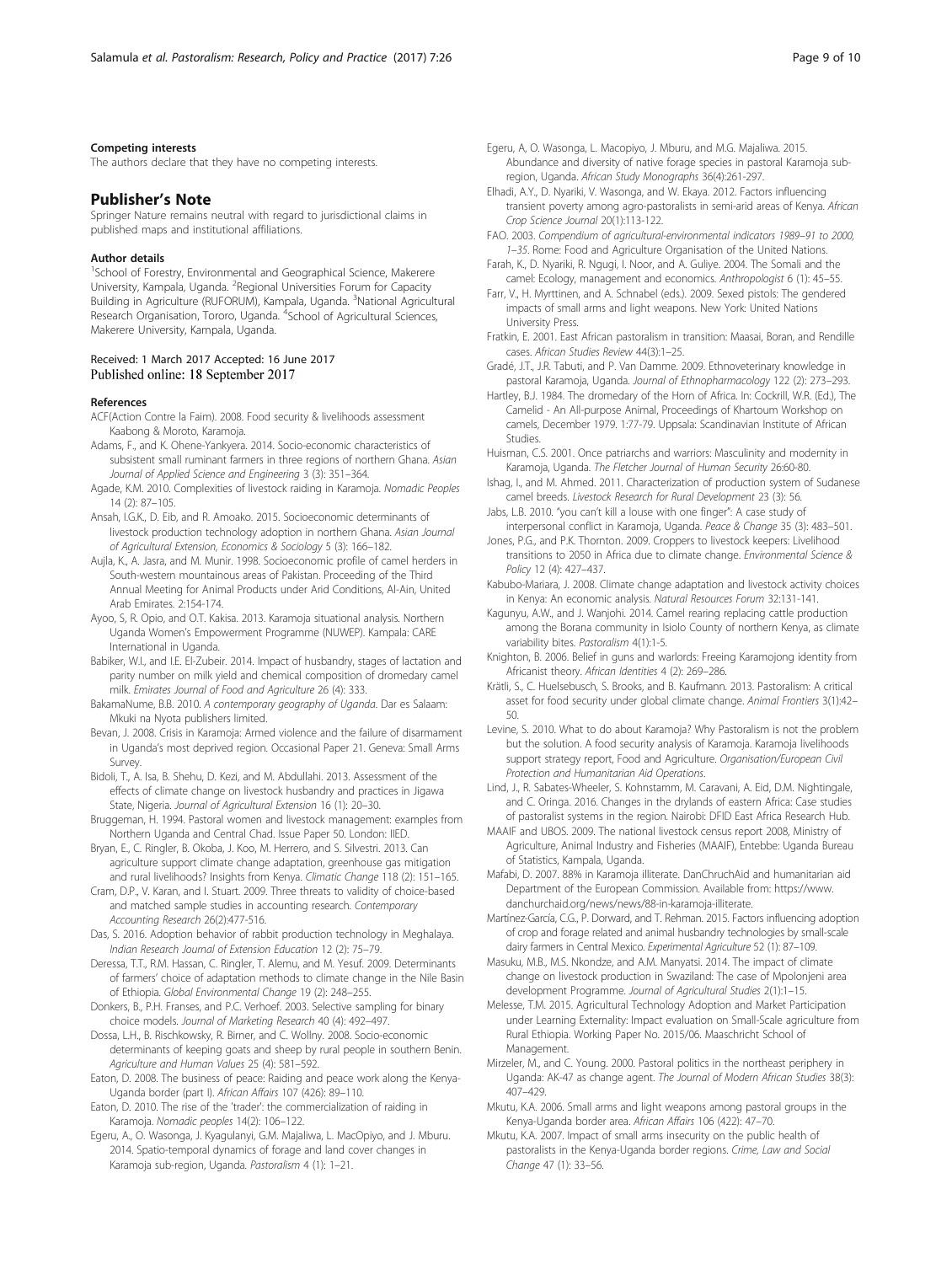#### Competing interests

The authors declare that they have no competing interests.

## Publisher's Note

Springer Nature remains neutral with regard to jurisdictional claims in published maps and institutional affiliations.

#### Author details

[1]School of Forestry, Environmental and Geographical Science, Makerere University, Kampala, Uganda. [2]Regional Universities Forum for Capacity Building in Agriculture (RUFORUM), Kampala, Uganda. [3]National Agricultural Research Organisation, Tororo, Uganda. [4]School of Agricultural Sciences, Makerere University, Kampala, Uganda.

Received: 1 March 2017 Accepted: 16 June 2017
Published online: 18 September 2017

#### References

ACF(Action Contre la Faim). 2008. Food security & livelihoods assessment Kaabong & Moroto, Karamoja.

Adams, F., and K. Ohene-Yankyera. 2014. Socio-economic characteristics of subsistent small ruminant farmers in three regions of northern Ghana. *Asian Journal of Applied Science and Engineering* 3 (3): 351–364.

Agade, K.M. 2010. Complexities of livestock raiding in Karamoja. *Nomadic Peoples* 14 (2): 87–105.

Ansah, I.G.K., D. Eib, and R. Amoako. 2015. Socioeconomic determinants of livestock production technology adoption in northern Ghana. *Asian Journal of Agricultural Extension, Economics & Sociology* 5 (3): 166–182.

Aujla, K., A. Jasra, and M. Munir. 1998. Socioeconomic profile of camel herders in South-western mountainous areas of Pakistan. Proceeding of the Third Annual Meeting for Animal Products under Arid Conditions, Al-Ain, United Arab Emirates. 2:154-174.

Ayoo, S, R. Opio, and O.T. Kakisa. 2013. Karamoja situational analysis. Northern Uganda Women's Empowerment Programme (NUWEP). Kampala: CARE International in Uganda.

Babiker, W.I., and I.E. El-Zubeir. 2014. Impact of husbandry, stages of lactation and parity number on milk yield and chemical composition of dromedary camel milk. *Emirates Journal of Food and Agriculture* 26 (4): 333.

BakamaNume, B.B. 2010. *A contemporary geography of Uganda*. Dar es Salaam: Mkuki na Nyota publishers limited.

Bevan, J. 2008. Crisis in Karamoja: Armed violence and the failure of disarmament in Uganda's most deprived region. Occasional Paper 21. Geneva: Small Arms Survey.

Bidoli, T., A. Isa, B. Shehu, D. Kezi, and M. Abdullahi. 2013. Assessment of the effects of climate change on livestock husbandry and practices in Jigawa State, Nigeria. *Journal of Agricultural Extension* 16 (1): 20–30.

Bruggeman, H. 1994. Pastoral women and livestock management: examples from Northern Uganda and Central Chad. Issue Paper 50. London: IIED.

Bryan, E., C. Ringler, B. Okoba, J. Koo, M. Herrero, and S. Silvestri. 2013. Can agriculture support climate change adaptation, greenhouse gas mitigation and rural livelihoods? Insights from Kenya. *Climatic Change* 118 (2): 151–165.

Cram, D.P., V. Karan, and I. Stuart. 2009. Three threats to validity of choice-based and matched sample studies in accounting research. *Contemporary Accounting Research* 26(2):477-516.

Das, S. 2016. Adoption behavior of rabbit production technology in Meghalaya. *Indian Research Journal of Extension Education* 12 (2): 75–79.

Deressa, T.T., R.M. Hassan, C. Ringler, T. Alemu, and M. Yesuf. 2009. Determinants of farmers' choice of adaptation methods to climate change in the Nile Basin of Ethiopia. *Global Environmental Change* 19 (2): 248–255.

Donkers, B., P.H. Franses, and P.C. Verhoef. 2003. Selective sampling for binary choice models. *Journal of Marketing Research* 40 (4): 492–497.

Dossa, L.H., B. Rischkowsky, R. Birner, and C. Wollny. 2008. Socio-economic determinants of keeping goats and sheep by rural people in southern Benin. *Agriculture and Human Values* 25 (4): 581–592.

Eaton, D. 2008. The business of peace: Raiding and peace work along the Kenya-Uganda border (part I). *African Affairs* 107 (426): 89–110.

Eaton, D. 2010. The rise of the 'trader': the commercialization of raiding in Karamoja. *Nomadic peoples* 14(2): 106–122.

Egeru, A., O. Wasonga, J. Kyagulanyi, G.M. Majaliwa, L. MacOpiyo, and J. Mburu. 2014. Spatio-temporal dynamics of forage and land cover changes in Karamoja sub-region, Uganda. *Pastoralism* 4 (1): 1–21.

Egeru, A, O. Wasonga, L. Macopiyo, J. Mburu, and M.G. Majaliwa. 2015. Abundance and diversity of native forage species in pastoral Karamoja sub-region, Uganda. *African Study Monographs* 36(4):261-297.

Elhadi, A.Y., D. Nyariki, V. Wasonga, and W. Ekaya. 2012. Factors influencing transient poverty among agro-pastoralists in semi-arid areas of Kenya. *African Crop Science Journal* 20(1):113-122.

FAO. 2003. *Compendium of agricultural-environmental indicators 1989–91 to 2000, 1–35*. Rome: Food and Agriculture Organisation of the United Nations.

Farah, K., D. Nyariki, R. Ngugi, I. Noor, and A. Guliye. 2004. The Somali and the camel: Ecology, management and economics. *Anthropologist* 6 (1): 45–55.

Farr, V., H. Myrttinen, and A. Schnabel (eds.). 2009. Sexed pistols: The gendered impacts of small arms and light weapons. New York: United Nations University Press.

Fratkin, E. 2001. East African pastoralism in transition: Maasai, Boran, and Rendille cases. *African Studies Review* 44(3):1–25.

Gradé, J.T., J.R. Tabuti, and P. Van Damme. 2009. Ethnoveterinary knowledge in pastoral Karamoja, Uganda. *Journal of Ethnopharmacology* 122 (2): 273–293.

Hartley, B.J. 1984. The dromedary of the Horn of Africa. In: Cockrill, W.R. (Ed.), The Camelid - An All-purpose Animal, Proceedings of Khartoum Workshop on camels, December 1979. 1:77-79. Uppsala: Scandinavian Institute of African Studies.

Huisman, C.S. 2001. Once patriarchs and warriors: Masculinity and modernity in Karamoja, Uganda. *The Fletcher Journal of Human Security* 26:60-80.

Ishag, I., and M. Ahmed. 2011. Characterization of production system of Sudanese camel breeds. *Livestock Research for Rural Development* 23 (3): 56.

Jabs, L.B. 2010. "you can't kill a louse with one finger": A case study of interpersonal conflict in Karamoja, Uganda. *Peace & Change* 35 (3): 483–501.

Jones, P.G., and P.K. Thornton. 2009. Croppers to livestock keepers: Livelihood transitions to 2050 in Africa due to climate change. *Environmental Science & Policy* 12 (4): 427–437.

Kabubo-Mariara, J. 2008. Climate change adaptation and livestock activity choices in Kenya: An economic analysis. *Natural Resources Forum* 32:131-141.

Kagunyu, A.W., and J. Wanjohi. 2014. Camel rearing replacing cattle production among the Borana community in Isiolo County of northern Kenya, as climate variability bites. *Pastoralism* 4(1):1-5.

Knighton, B. 2006. Belief in guns and warlords: Freeing Karamojong identity from Africanist theory. *African Identities* 4 (2): 269–286.

Krätli, S., C. Huelsebusch, S. Brooks, and B. Kaufmann. 2013. Pastoralism: A critical asset for food security under global climate change. *Animal Frontiers* 3(1):42–50.

Levine, S. 2010. What to do about Karamoja? Why Pastoralism is not the problem but the solution. A food security analysis of Karamoja. Karamoja livelihoods support strategy report, Food and Agriculture. *Organisation/European Civil Protection and Humanitarian Aid Operations*.

Lind, J., R. Sabates-Wheeler, S. Kohnstamm, M. Caravani, A. Eid, D.M. Nightingale, and C. Oringa. 2016. Changes in the drylands of eastern Africa: Case studies of pastoralist systems in the region. Nairobi: DFID East Africa Research Hub.

MAAIF and UBOS. 2009. The national livestock census report 2008, Ministry of Agriculture, Animal Industry and Fisheries (MAAIF), Entebbe: Uganda Bureau of Statistics, Kampala, Uganda.

Mafabi, D. 2007. 88% in Karamoja illiterate. DanChruchAid and humanitarian aid Department of the European Commission. Available from: https://www.danchurchaid.org/news/news/88-in-karamoja-illiterate.

Martínez-García, C.G., P. Dorward, and T. Rehman. 2015. Factors influencing adoption of crop and forage related and animal husbandry technologies by small-scale dairy farmers in Central Mexico. *Experimental Agriculture* 52 (1): 87–109.

Masuku, M.B., M.S. Nkondze, and A.M. Manyatsi. 2014. The impact of climate change on livestock production in Swaziland: The case of Mpolonjeni area development Programme. *Journal of Agricultural Studies* 2(1):1–15.

Melesse, T.M. 2015. Agricultural Technology Adoption and Market Participation under Learning Externality: Impact evaluation on Small-Scale agriculture from Rural Ethiopia. Working Paper No. 2015/06. Maaschricht School of Management.

Mirzeler, M., and C. Young. 2000. Pastoral politics in the northeast periphery in Uganda: AK-47 as change agent. *The Journal of Modern African Studies* 38(3): 407–429.

Mkutu, K.A. 2006. Small arms and light weapons among pastoral groups in the Kenya-Uganda border area. *African Affairs* 106 (422): 47–70.

Mkutu, K.A. 2007. Impact of small arms insecurity on the public health of pastoralists in the Kenya-Uganda border regions. *Crime, Law and Social Change* 47 (1): 33–56.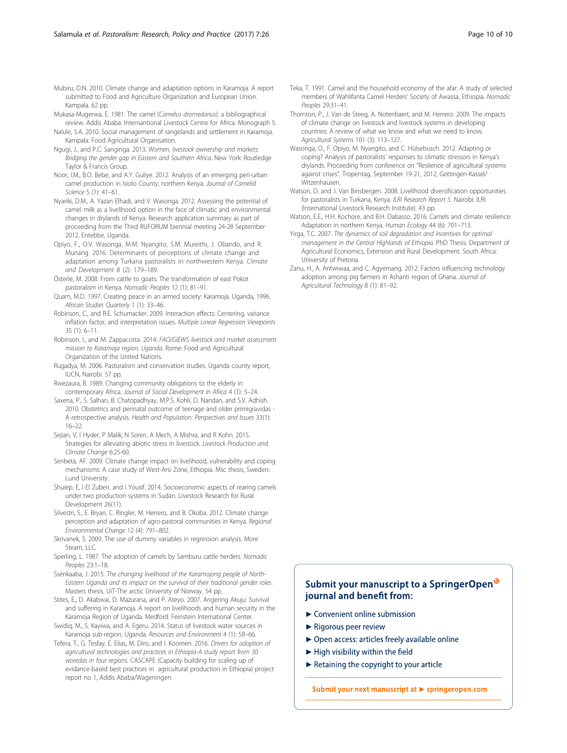Mubiru, D.N. 2010. Climate change and adaptation options in Karamoja. A report submitted to Food and Agriculture Organization and European Union. Kampala. 62 pp.

Mukasa-Mugerwa, E. 1981. The camel (*Camelus dromedarius*): a bibliographical review. Addis Ababa: Internantional Livestock Centre for Africa. Monograph 5.

Nalule, S.A. 2010. Social management of rangelands and settlement in Karamoja. Kampala: Food Agricultural Organisation.

Ngugi, J., and P.C. Sanginga. 2013. *Women, livestock ownership and markets: Bridging the gender gap in Eastern and Southern Africa*. New York: Routledge Taylor & Francis Group.

Noor, I.M., B.O. Bebe, and A.Y. Guliye. 2012. Analysis of an emerging peri-urban camel production in Isiolo County, northern Kenya. *Journal of Camelid Science* 5 (1): 41–61.

Nyariki, D.M., A. Yazan Elhadi, and V. Wasonga. 2012. Assessing the potential of camel milk as a livelihood option in the face of climatic and environmental changes in drylands of Kenya. Research application summary as part of proceeding from the Third RUFORUM biennial meeting 24-28 September 2012, Entebbe, Uganda.

Opiyo, F., O.V. Wasonga, M.M. Nyangito, S.M. Mureithi, J. Obando, and R. Munang. 2016. Determinants of perceptions of climate change and adaptation among Turkana pastoralists in northwestern Kenya. *Climate and Development* 8 (2): 179–189.

Österle, M. 2008. From cattle to goats: The transformation of east Pokot pastoralism in Kenya. *Nomadic Peoples* 12 (1): 81–91.

Quam, M.D. 1997. Creating peace in an armed society: Karamoja, Uganda, 1996. *African Studies Quarterly* 1 (1): 33–46.

Robinson, C., and R.E. Schumacker. 2009. Interaction effects: Centering, variance inflation factor, and interpretation issues. *Multiple Linear Regression Viewpoints* 35 (1): 6–11.

Robinson, I., and M. Zappacosta. 2014. *FAO/GIEWS livestock and market assessment mission to Karamoja region, Uganda*. Rome: Food and Agricultural Organization of the United Nations.

Rugadya, M. 2006. Pastoralism and conservation studies. Uganda county report, IUCN, Nairobi. 57 pp.

Rwezaura, B. 1989. Changing community obligations to the elderly in contemporary Africa. *Journal of Social Development in Afiica* 4 (1): 5–24.

Saxena, P., S. Salhan, B. Chatopadhyay, M.P.S. Kohli, D. Nandan, and S.V. Adhish. 2010. Obstetrics and perinatal outcome of teenage and older primigravidas - A retrospective analysis. *Health and Population: Perspectives and Issues* 33(1): 16–22.

Sejian, V, I Hyder, P Malik, N Soren, A Mech, A Mishra, and R Kohn. 2015. Strategies for alleviating abiotic stress in livestock. *Livestock Production and Climate Change* 6:25-60.

Senbeta, AF. 2009. Climate change impact on livelihood, vulnerability and coping mechanisms: A case study of West-Arsi Zone, Ethiopia. Msc thesis, Sweden: Lund University.

Shuiep, E, I El Zubeir, and I Yousif. 2014. Socioeconomic aspects of rearing camels under two production systems in Sudan. Livestock Research for Rural Development 26(11).

Silvestri, S., E. Bryan, C. Ringler, M. Herrero, and B. Okoba. 2012. Climate change perception and adaptation of agro-pastoral communities in Kenya. *Regional Environmental Change* 12 (4): 791–802.

Skrivanek, S. 2009. The use of dummy variables in regression analysis. More Steam, LLC.

Sperling, L. 1987. The adoption of camels by Samburu cattle herders. *Nomadic Peoples* 23:1–18.

Ssenkaaba, J. 2015. *The changing livelihood of the Karamojong people of North-Eastern Uganda and its impact on the survival of their traditional gender roles*. Masters thesis. UiT-The arctic University of Norway. 54 pp.

Stites, E., D. Akabwai, D. Mazurana, and P. Ateyo. 2007. Angering Akuju: Survival and suffering in Karamoja. A report on livelihoods and human security in the Karamoja Region of Uganda. Medford: Feinstein International Center.

Swidiq, M., S. Kayiwa, and A. Egeru. 2014. Status of livestock water sources in Karamoja sub-region, Uganda. *Resources and Environment* 4 (1): 58–66.

Tefera, T., G. Tesfay, E. Elias, M. Diro, and I. Koomen. 2016. *Drivers for adoption of agricultural technologies and practices in Ethiopia-A study report from 30 woredas in four regions*. CASCAPE (Capacity building for scaling up of evidance-based best practices in agricultural production in Ethiopia) project report no 1, Addis Ababa/Wageningen.

Teka, T. 1991. Camel and the household economy of the afar: A study of selected members of Wahlifanta Camel Herders' Society of Awassa, Ethiopia. *Nomadic Peoples* 29:31–41.

Thornton, P., J. Van de Steeg, A. Notenbaert, and M. Herrero. 2009. The impacts of climate change on livestock and livestock systems in developing countries: A review of what we know and what we need to know. *Agricultural Systems* 101 (3): 113–127.

Wasonga, O., F. Opiyo, M. Nyangito, and C. Hülsebusch. 2012. Adapting or coping? Analysis of pastoralists' responses to climatic stressors in Kenya's drylands. Proceeding from conference on "Reslience of agricultural systems against crises". Tropentag, September 19-21, 2012, Gottingen-Kassel/Witzenhausen.

Watson, D. and J. Van Binsbergen. 2008. Livelihood diversification opportunities for pastoralists in Turkana, Kenya. *ILRI Research Report 5*. Nairobi: ILRI (International Livestock Research Institute). 43 pp.

Watson, E.E., H.H. Kochore, and B.H. Dabasso. 2016. Camels and climate resilience: Adaptation in northern Kenya. *Human Ecology* 44 (6): 701–713.

Yirga, T.C. 2007. *The dynamics of soil degradation and incentives for optimal management in the Central Highlands of Ethiopia*. PhD Thesis. Department of Agricultural Economics, Extension and Rural Development. South Africa: University of Pretoria.

Zanu, H., A. Antwiwaa, and C. Agyemang. 2012. Factors influencing technology adoption among pig farmers in Ashanti region of Ghana. *Journal of Agricultural Technology* 8 (1): 81–92.